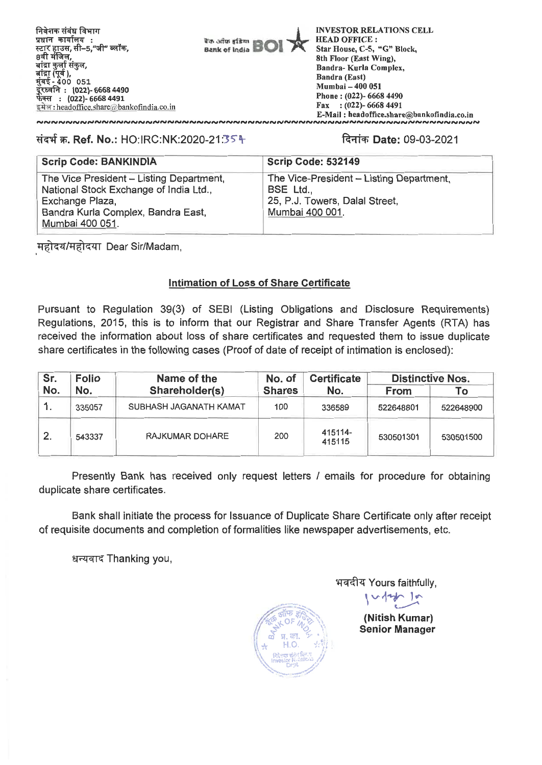निवेशक संबंध विभाग
प्रधान कार्यालय :
स्टार हाउस, सी–5,"जी" ब्लॉक,
8वी मंजिल,
बांद्रा कुर्ला संकुल,
बांद्रा (पूर्व ),
मुंबई - 400 051
दूरध्वनि : (022)- 6668 4490
फेक्स : (022)- 6668 4491
इमेल : headoffice.share@bankofindia.co.in

बैंक ऑफ इंडिया Bank of India BOI

INVESTOR RELATIONS CELL
HEAD OFFICE :
Star House, C-5, "G" Block,
8th Floor (East Wing),
Bandra- Kurla Complex,
Bandra (East)
Mumbai – 400 051
Phone : (022)- 6668 4490
Fax : (022)- 6668 4491
E-Mail : headoffice.share@bankofindia.co.in

संदर्भ क्र. **Ref. No.:** HO:IRC:NK:2020-21:354

दिनांक **Date:** 09-03-2021

| Scrip Code: BANKINDIA | Scrip Code: 532149 |
|---|---|
| The Vice President – Listing Department, National Stock Exchange of India Ltd., Exchange Plaza, Bandra Kurla Complex, Bandra East, Mumbai 400 051. | The Vice-President – Listing Department, BSE Ltd., 25, P.J. Towers, Dalal Street, Mumbai 400 001. |

महोदय/महोदया Dear Sir/Madam,

**Intimation of Loss of Share Certificate**

Pursuant to Regulation 39(3) of SEBI (Listing Obligations and Disclosure Requirements) Regulations, 2015, this is to inform that our Registrar and Share Transfer Agents (RTA) has received the information about loss of share certificates and requested them to issue duplicate share certificates in the following cases (Proof of date of receipt of intimation is enclosed):

| Sr. No. | Folio No. | Name of the Shareholder(s) | No. of Shares | Certificate No. | Distinctive Nos. | |
|---|---|---|---|---|---|---|
| | | | | | From | To |
| 1. | 335057 | SUBHASH JAGANATH KAMAT | 100 | 336589 | 522648801 | 522648900 |
| 2. | 543337 | RAJKUMAR DOHARE | 200 | 415114-415115 | 530501301 | 530501500 |

Presently Bank has received only request letters / emails for procedure for obtaining duplicate share certificates.

Bank shall initiate the process for Issuance of Duplicate Share Certificate only after receipt of requisite documents and completion of formalities like newspaper advertisements, etc.

धन्यवाद Thanking you,

भवदीय Yours faithfully,

**(Nitish Kumar)**
**Senior Manager**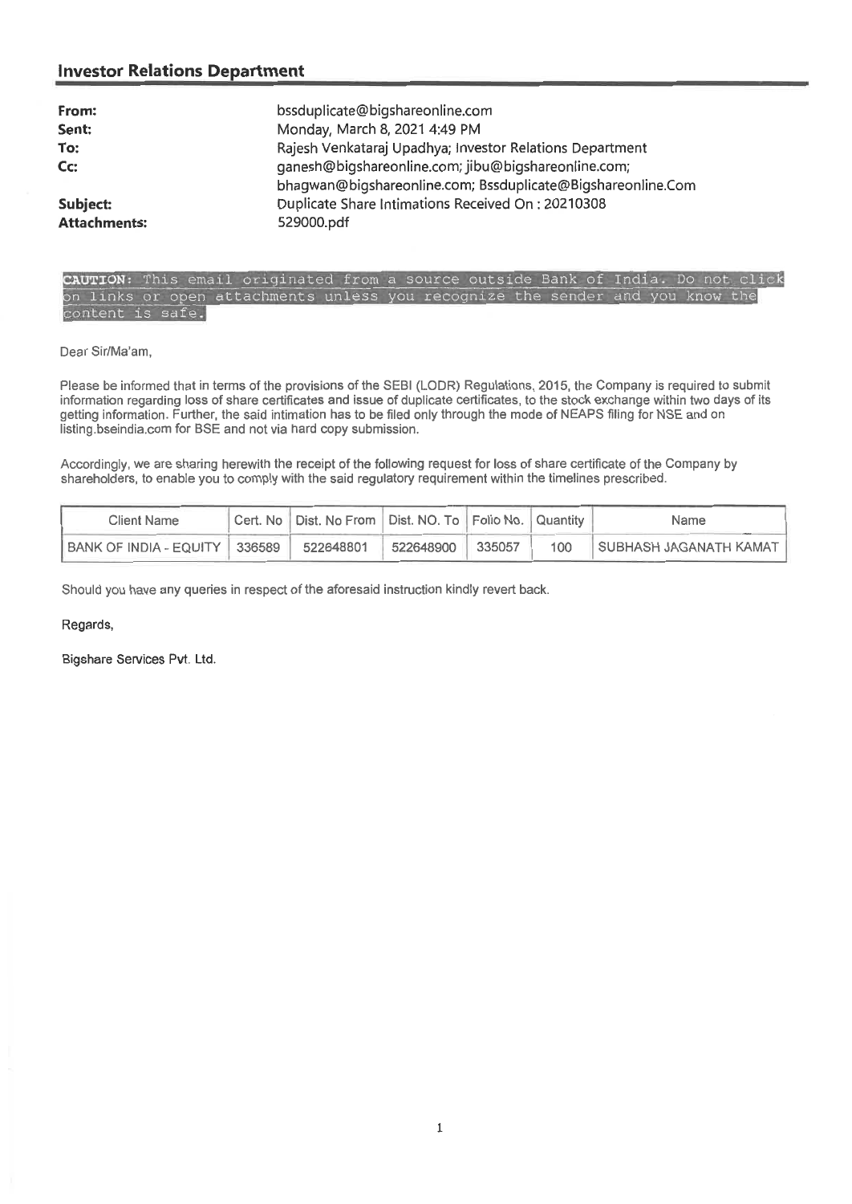## Investor Relations Department

**From:** bssduplicate@bigshareonline.com
**Sent:** Monday, March 8, 2021 4:49 PM
**To:** Rajesh Venkataraj Upadhya; Investor Relations Department
**Cc:** ganesh@bigshareonline.com; jibu@bigshareonline.com; bhagwan@bigshareonline.com; Bssduplicate@Bigshareonline.Com
**Subject:** Duplicate Share Intimations Received On : 20210308
**Attachments:** 529000.pdf

**CAUTION:** This email originated from a source outside Bank of India. Do not click on links or open attachments unless you recognize the sender and you know the content is safe.

Dear Sir/Ma'am,

Please be informed that in terms of the provisions of the SEBI (LODR) Regulations, 2015, the Company is required to submit information regarding loss of share certificates and issue of duplicate certificates, to the stock exchange within two days of its getting information. Further, the said intimation has to be filed only through the mode of NEAPS filing for NSE and on listing.bseindia.com for BSE and not via hard copy submission.

Accordingly, we are sharing herewith the receipt of the following request for loss of share certificate of the Company by shareholders, to enable you to comply with the said regulatory requirement within the timelines prescribed.

| Client Name | Cert. No | Dist. No From | Dist. NO. To | Folio No. | Quantity | Name |
|---|---|---|---|---|---|---|
| BANK OF INDIA - EQUITY | 336589 | 522648801 | 522648900 | 335057 | 100 | SUBHASH JAGANATH KAMAT |

Should you have any queries in respect of the aforesaid instruction kindly revert back.

Regards,

Bigshare Services Pvt. Ltd.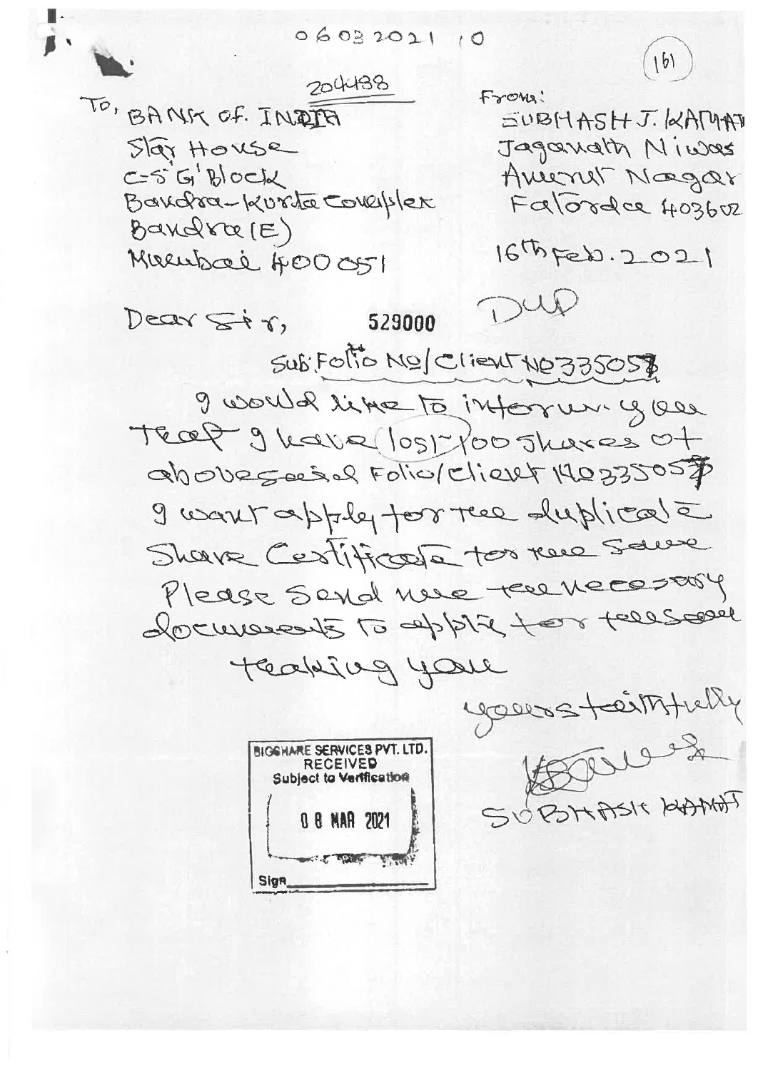06032021 10

(161)

204488

To, BANK OF INDIA
Star House
C-5 'G' Block
Bandra-Kurla Complex
Bandra (E)
Mumbai 400051

From:
SUBHASH J. KAMAT
Jagannath Niwas
Ameriet Nagar
Fatorda 403602

16th Feb. 2021

Dear Sir, 529000 DUP

Sub: Folio No/Client No 335058

I would like to inform you that I have lost 100 shares of abovesaid Folio/Client No 335058. I want apply for the duplicate Share Certificate for the same. Please send me the necessary documents to apply for the same.

thanking you

yours faithfully

SUBHASH KAMAT

BIGSHARE SERVICES PVT. LTD.
RECEIVED
Subject to Verification
08 MAR 2021
Sign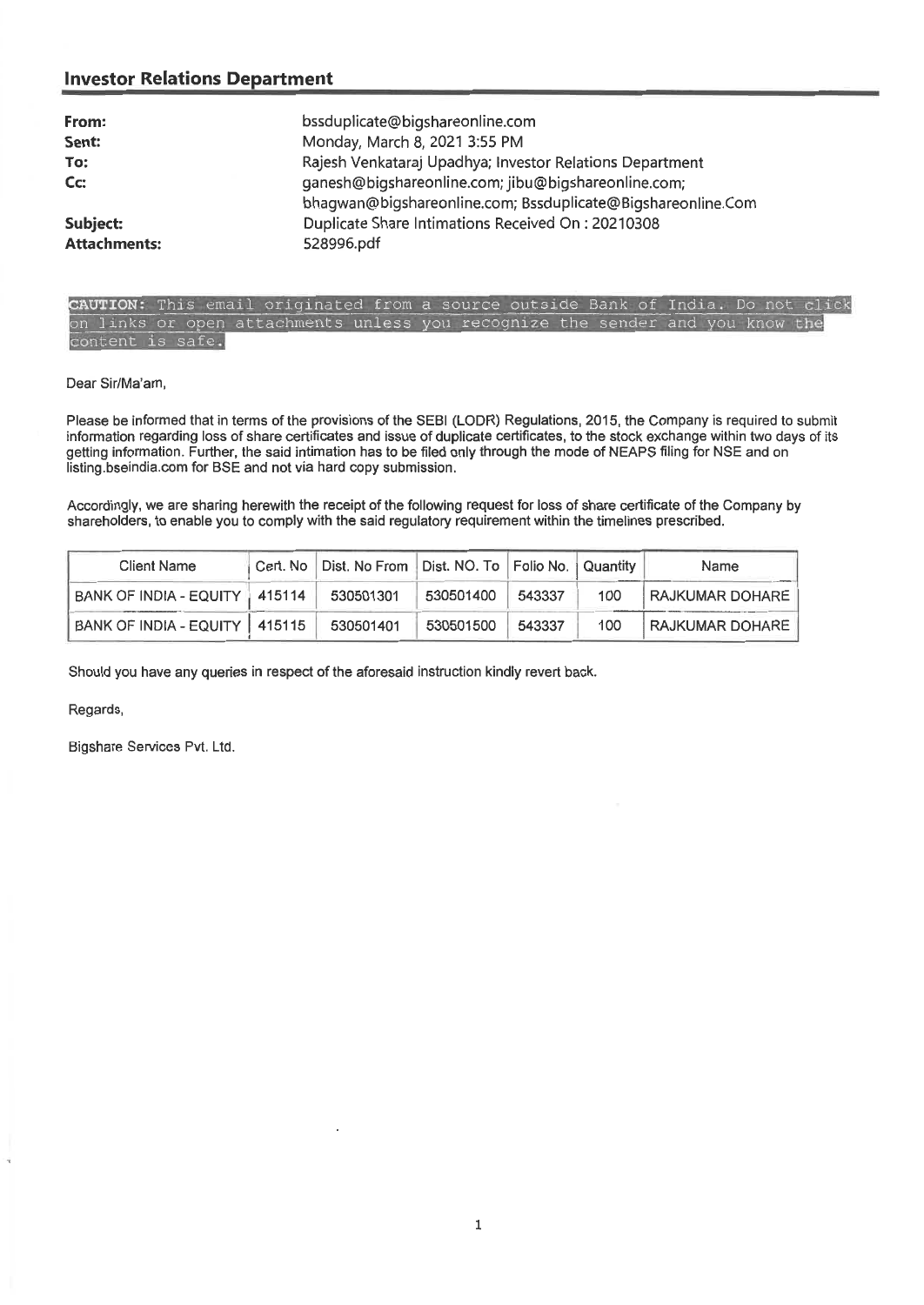## Investor Relations Department

| | |
|---|---|
| **From:** | bssduplicate@bigshareonline.com |
| **Sent:** | Monday, March 8, 2021 3:55 PM |
| **To:** | Rajesh Venkataraj Upadhya; Investor Relations Department |
| **Cc:** | ganesh@bigshareonline.com; jibu@bigshareonline.com; bhagwan@bigshareonline.com; Bssduplicate@Bigshareonline.Com |
| **Subject:** | Duplicate Share Intimations Received On : 20210308 |
| **Attachments:** | 528996.pdf |

**CAUTION:** This email originated from a source outside Bank of India. Do not click on links or open attachments unless you recognize the sender and you know the content is safe.

Dear Sir/Ma'am,

Please be informed that in terms of the provisions of the SEBI (LODR) Regulations, 2015, the Company is required to submit information regarding loss of share certificates and issue of duplicate certificates, to the stock exchange within two days of its getting information. Further, the said intimation has to be filed only through the mode of NEAPS filing for NSE and on listing.bseindia.com for BSE and not via hard copy submission.

Accordingly, we are sharing herewith the receipt of the following request for loss of share certificate of the Company by shareholders, to enable you to comply with the said regulatory requirement within the timelines prescribed.

| Client Name | Cert. No | Dist. No From | Dist. NO. To | Folio No. | Quantity | Name |
|---|---|---|---|---|---|---|
| BANK OF INDIA - EQUITY | 415114 | 530501301 | 530501400 | 543337 | 100 | RAJKUMAR DOHARE |
| BANK OF INDIA - EQUITY | 415115 | 530501401 | 530501500 | 543337 | 100 | RAJKUMAR DOHARE |

Should you have any queries in respect of the aforesaid instruction kindly revert back.

Regards,

Bigshare Services Pvt. Ltd.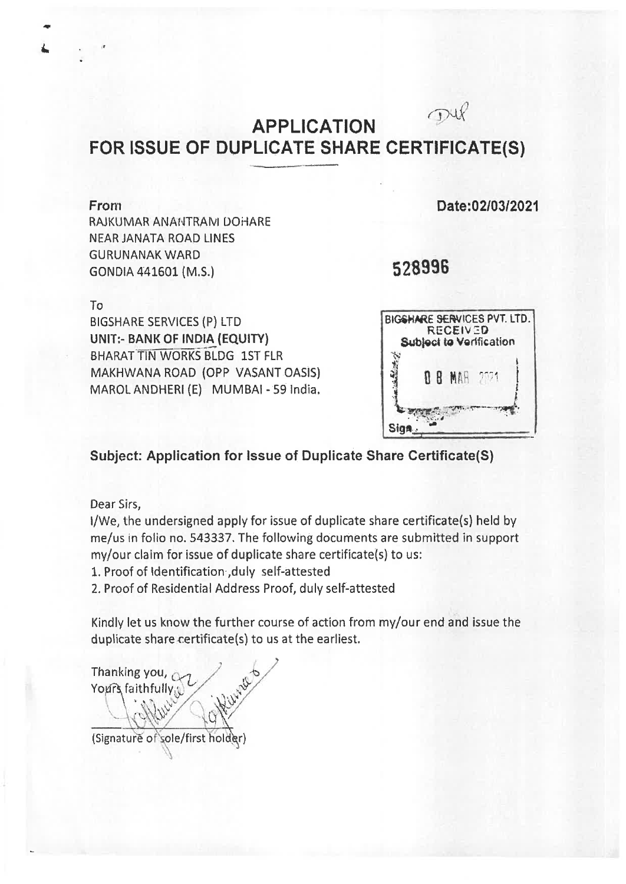# APPLICATION
# FOR ISSUE OF DUPLICATE SHARE CERTIFICATE(S)

Dup

**From**
RAJKUMAR ANANTRAM DOHARE
NEAR JANATA ROAD LINES
GURUNANAK WARD
GONDIA 441601 (M.S.)

**Date:02/03/2021**

**528996**

To
BIGSHARE SERVICES (P) LTD
**UNIT:- BANK OF INDIA (EQUITY)**
BHARAT TIN WORKS BLDG 1ST FLR
MAKHWANA ROAD (OPP VASANT OASIS)
MAROL ANDHERI (E) MUMBAI - 59 India.

BIGSHARE SERVICES PVT. LTD.
RECEIVED
Subject to Verification
08 MAR 2021
Sign.

**Subject: Application for Issue of Duplicate Share Certificate(S)**

Dear Sirs,

I/We, the undersigned apply for issue of duplicate share certificate(s) held by me/us in folio no. 543337. The following documents are submitted in support my/our claim for issue of duplicate share certificate(s) to us:

1. Proof of Identification ,duly self-attested
2. Proof of Residential Address Proof, duly self-attested

Kindly let us know the further course of action from my/our end and issue the duplicate share certificate(s) to us at the earliest.

Thanking you,
Yours faithfully,

(Signature of sole/first holder)